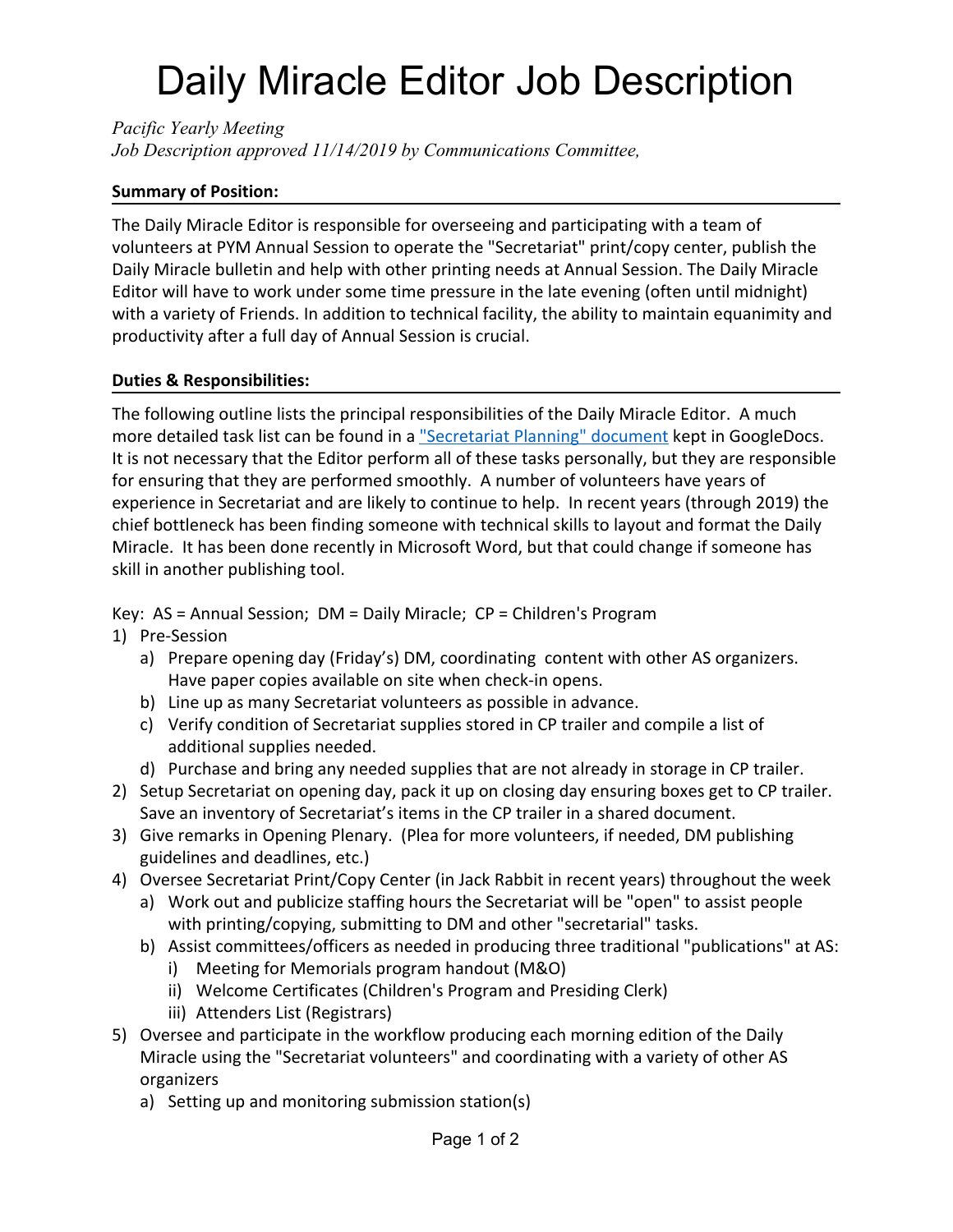# Daily Miracle Editor Job Description

*Pacific Yearly Meeting*
*Job Description approved 11/14/2019 by Communications Committee,*

**Summary of Position:**

The Daily Miracle Editor is responsible for overseeing and participating with a team of volunteers at PYM Annual Session to operate the "Secretariat" print/copy center, publish the Daily Miracle bulletin and help with other printing needs at Annual Session. The Daily Miracle Editor will have to work under some time pressure in the late evening (often until midnight) with a variety of Friends. In addition to technical facility, the ability to maintain equanimity and productivity after a full day of Annual Session is crucial.

**Duties & Responsibilities:**

The following outline lists the principal responsibilities of the Daily Miracle Editor. A much more detailed task list can be found in a "Secretariat Planning" document kept in GoogleDocs. It is not necessary that the Editor perform all of these tasks personally, but they are responsible for ensuring that they are performed smoothly. A number of volunteers have years of experience in Secretariat and are likely to continue to help. In recent years (through 2019) the chief bottleneck has been finding someone with technical skills to layout and format the Daily Miracle. It has been done recently in Microsoft Word, but that could change if someone has skill in another publishing tool.

Key: AS = Annual Session; DM = Daily Miracle; CP = Children's Program

1) Pre-Session
   a) Prepare opening day (Friday's) DM, coordinating content with other AS organizers. Have paper copies available on site when check-in opens.
   b) Line up as many Secretariat volunteers as possible in advance.
   c) Verify condition of Secretariat supplies stored in CP trailer and compile a list of additional supplies needed.
   d) Purchase and bring any needed supplies that are not already in storage in CP trailer.
2) Setup Secretariat on opening day, pack it up on closing day ensuring boxes get to CP trailer. Save an inventory of Secretariat's items in the CP trailer in a shared document.
3) Give remarks in Opening Plenary. (Plea for more volunteers, if needed, DM publishing guidelines and deadlines, etc.)
4) Oversee Secretariat Print/Copy Center (in Jack Rabbit in recent years) throughout the week
   a) Work out and publicize staffing hours the Secretariat will be "open" to assist people with printing/copying, submitting to DM and other "secretarial" tasks.
   b) Assist committees/officers as needed in producing three traditional "publications" at AS:
      i) Meeting for Memorials program handout (M&O)
      ii) Welcome Certificates (Children's Program and Presiding Clerk)
      iii) Attenders List (Registrars)
5) Oversee and participate in the workflow producing each morning edition of the Daily Miracle using the "Secretariat volunteers" and coordinating with a variety of other AS organizers
   a) Setting up and monitoring submission station(s)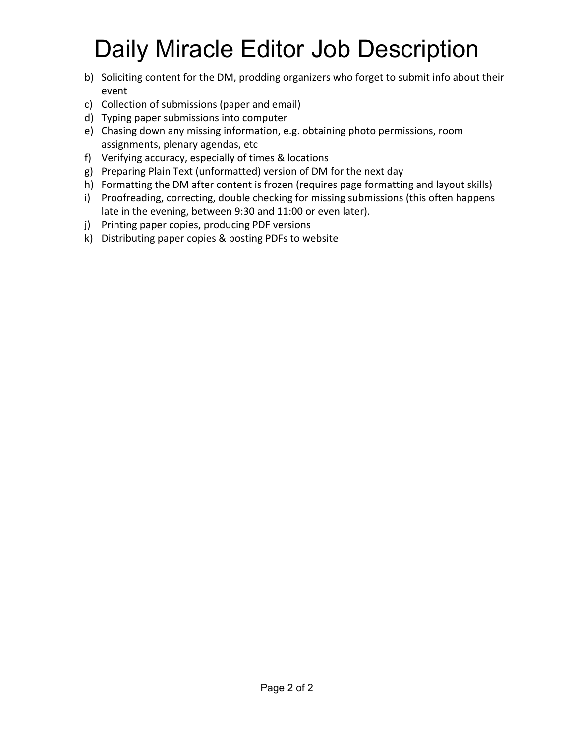# Daily Miracle Editor Job Description

b) Soliciting content for the DM, prodding organizers who forget to submit info about their event
c) Collection of submissions (paper and email)
d) Typing paper submissions into computer
e) Chasing down any missing information, e.g. obtaining photo permissions, room assignments, plenary agendas, etc
f) Verifying accuracy, especially of times & locations
g) Preparing Plain Text (unformatted) version of DM for the next day
h) Formatting the DM after content is frozen (requires page formatting and layout skills)
i) Proofreading, correcting, double checking for missing submissions (this often happens late in the evening, between 9:30 and 11:00 or even later).
j) Printing paper copies, producing PDF versions
k) Distributing paper copies & posting PDFs to website